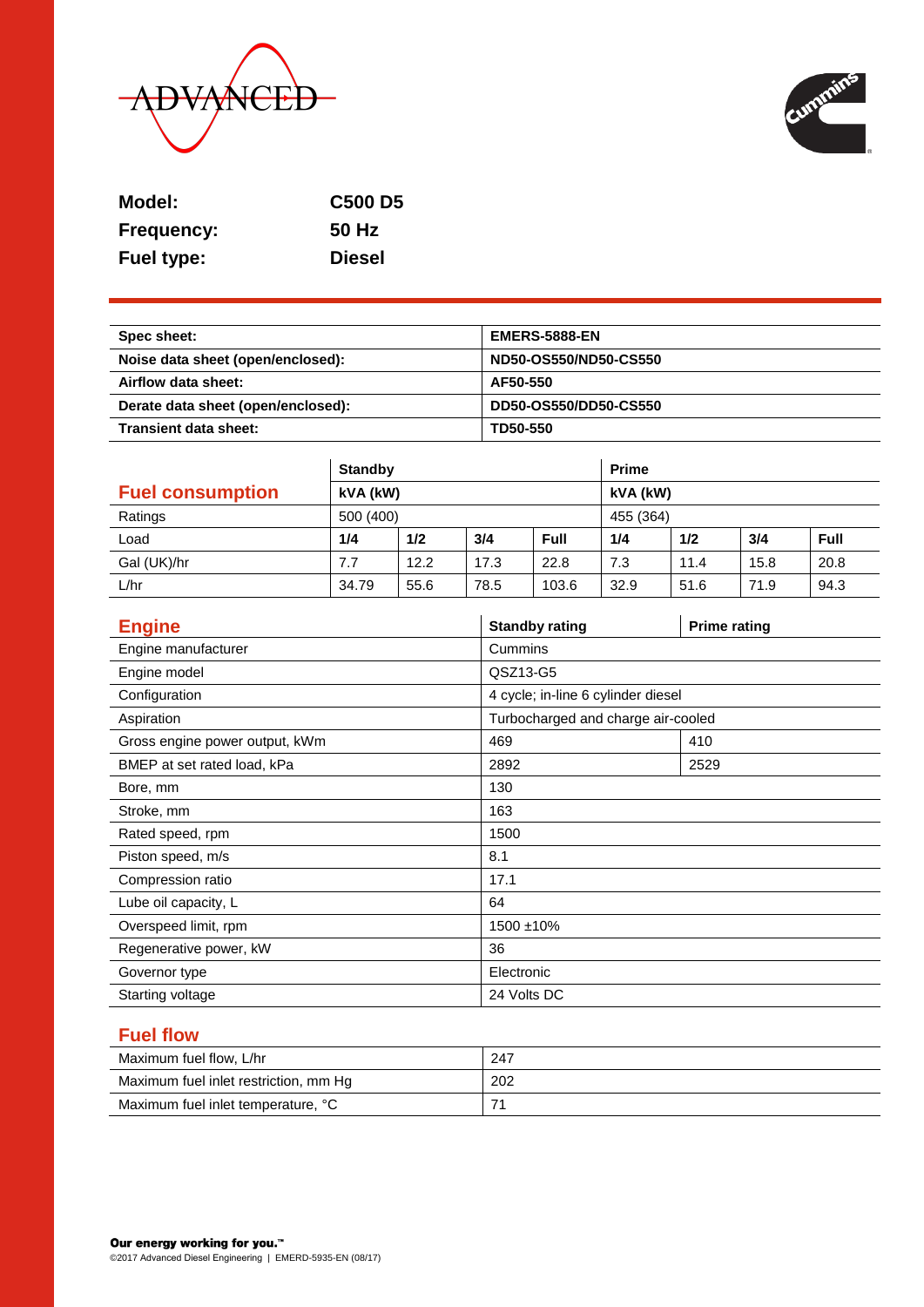| | |
|---|---|
| **Model:** | **C500 D5** |
| **Frequency:** | **50 Hz** |
| **Fuel type:** | **Diesel** |

| | |
|---|---|
| **Spec sheet:** | **EMERS-5888-EN** |
| **Noise data sheet (open/enclosed):** | **ND50-OS550/ND50-CS550** |
| **Airflow data sheet:** | **AF50-550** |
| **Derate data sheet (open/enclosed):** | **DD50-OS550/DD50-CS550** |
| **Transient data sheet:** | **TD50-550** |

## Fuel consumption

| | **Standby** | | | | **Prime** | | | |
|---|---|---|---|---|---|---|---|---|
| | **kVA (kW)** | | | | **kVA (kW)** | | | |
| Ratings | 500 (400) | | | | 455 (364) | | | |
| Load | **1/4** | **1/2** | **3/4** | **Full** | **1/4** | **1/2** | **3/4** | **Full** |
| Gal (UK)/hr | 7.7 | 12.2 | 17.3 | 22.8 | 7.3 | 11.4 | 15.8 | 20.8 |
| L/hr | 34.79 | 55.6 | 78.5 | 103.6 | 32.9 | 51.6 | 71.9 | 94.3 |

## Engine

| | **Standby rating** | **Prime rating** |
|---|---|---|
| Engine manufacturer | Cummins | |
| Engine model | QSZ13-G5 | |
| Configuration | 4 cycle; in-line 6 cylinder diesel | |
| Aspiration | Turbocharged and charge air-cooled | |
| Gross engine power output, kWm | 469 | 410 |
| BMEP at set rated load, kPa | 2892 | 2529 |
| Bore, mm | 130 | |
| Stroke, mm | 163 | |
| Rated speed, rpm | 1500 | |
| Piston speed, m/s | 8.1 | |
| Compression ratio | 17.1 | |
| Lube oil capacity, L | 64 | |
| Overspeed limit, rpm | 1500 ±10% | |
| Regenerative power, kW | 36 | |
| Governor type | Electronic | |
| Starting voltage | 24 Volts DC | |

## Fuel flow

| | |
|---|---|
| Maximum fuel flow, L/hr | 247 |
| Maximum fuel inlet restriction, mm Hg | 202 |
| Maximum fuel inlet temperature, °C | 71 |

**Our energy working for you.™**
©2017 Advanced Diesel Engineering | EMERD-5935-EN (08/17)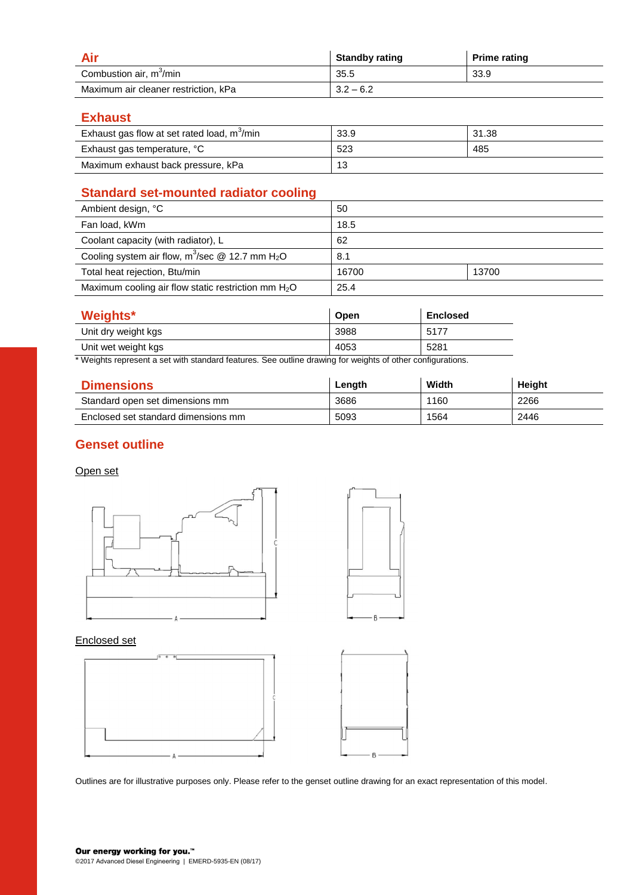## Air

| Air | Standby rating | Prime rating |
| --- | --- | --- |
| Combustion air, $m^3$/min | 35.5 | 33.9 |
| Maximum air cleaner restriction, kPa | 3.2 – 6.2 | |

## Exhaust

| Exhaust | Standby rating | Prime rating |
| --- | --- | --- |
| Exhaust gas flow at set rated load, $m^3$/min | 33.9 | 31.38 |
| Exhaust gas temperature, °C | 523 | 485 |
| Maximum exhaust back pressure, kPa | 13 | |

## Standard set-mounted radiator cooling

| Standard set-mounted radiator cooling | Standby rating | Prime rating |
| --- | --- | --- |
| Ambient design, °C | 50 | |
| Fan load, kWm | 18.5 | |
| Coolant capacity (with radiator), L | 62 | |
| Cooling system air flow, $m^3$/sec @ 12.7 mm $H_2O$ | 8.1 | |
| Total heat rejection, Btu/min | 16700 | 13700 |
| Maximum cooling air flow static restriction mm $H_2O$ | 25.4 | |

## Weights*

| Weights* | Open | Enclosed |
| --- | --- | --- |
| Unit dry weight kgs | 3988 | 5177 |
| Unit wet weight kgs | 4053 | 5281 |

* Weights represent a set with standard features. See outline drawing for weights of other configurations.

## Dimensions

| Dimensions | Length | Width | Height |
| --- | --- | --- | --- |
| Standard open set dimensions mm | 3686 | 1160 | 2266 |
| Enclosed set standard dimensions mm | 5093 | 1564 | 2446 |

## Genset outline

Open set

Enclosed set

Outlines are for illustrative purposes only. Please refer to the genset outline drawing for an exact representation of this model.

**Our energy working for you.™**

©2017 Advanced Diesel Engineering | EMERD-5935-EN (08/17)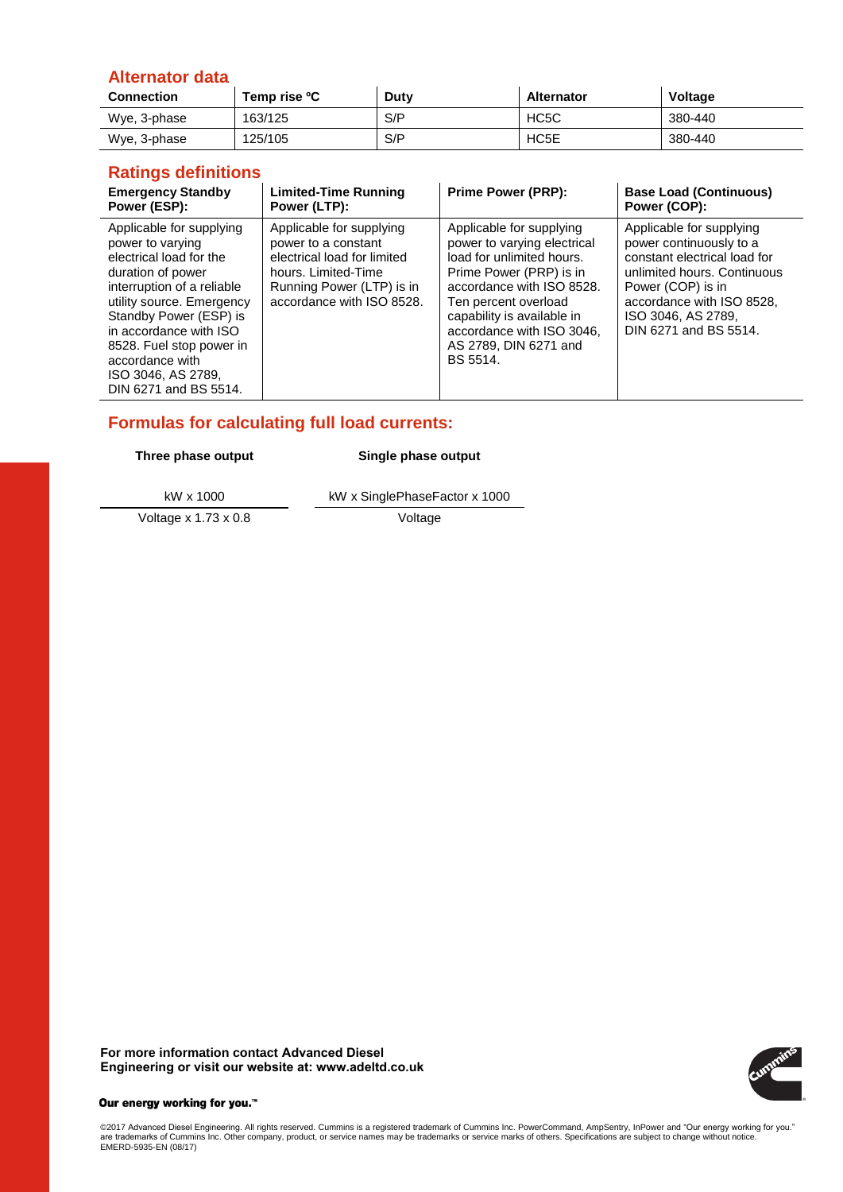## Alternator data

| Connection | Temp rise °C | Duty | Alternator | Voltage |
|---|---|---|---|---|
| Wye, 3-phase | 163/125 | S/P | HC5C | 380-440 |
| Wye, 3-phase | 125/105 | S/P | HC5E | 380-440 |

## Ratings definitions

| Emergency Standby Power (ESP): | Limited-Time Running Power (LTP): | Prime Power (PRP): | Base Load (Continuous) Power (COP): |
|---|---|---|---|
| Applicable for supplying power to varying electrical load for the duration of power interruption of a reliable utility source. Emergency Standby Power (ESP) is in accordance with ISO 8528. Fuel stop power in accordance with ISO 3046, AS 2789, DIN 6271 and BS 5514. | Applicable for supplying power to a constant electrical load for limited hours. Limited-Time Running Power (LTP) is in accordance with ISO 8528. | Applicable for supplying power to varying electrical load for unlimited hours. Prime Power (PRP) is in accordance with ISO 8528. Ten percent overload capability is available in accordance with ISO 3046, AS 2789, DIN 6271 and BS 5514. | Applicable for supplying power continuously to a constant electrical load for unlimited hours. Continuous Power (COP) is in accordance with ISO 8528, ISO 3046, AS 2789, DIN 6271 and BS 5514. |

## Formulas for calculating full load currents:

**Three phase output**

$$\frac{\text{kW} \times 1000}{\text{Voltage} \times 1.73 \times 0.8}$$

**Single phase output**

$$\frac{\text{kW} \times \text{SinglePhaseFactor} \times 1000}{\text{Voltage}}$$

**For more information contact Advanced Diesel Engineering or visit our website at: www.adeltd.co.uk**

**Our energy working for you.™**

©2017 Advanced Diesel Engineering. All rights reserved. Cummins is a registered trademark of Cummins Inc. PowerCommand, AmpSentry, InPower and "Our energy working for you." are trademarks of Cummins Inc. Other company, product, or service names may be trademarks or service marks of others. Specifications are subject to change without notice.
EMERD-5935-EN (08/17)